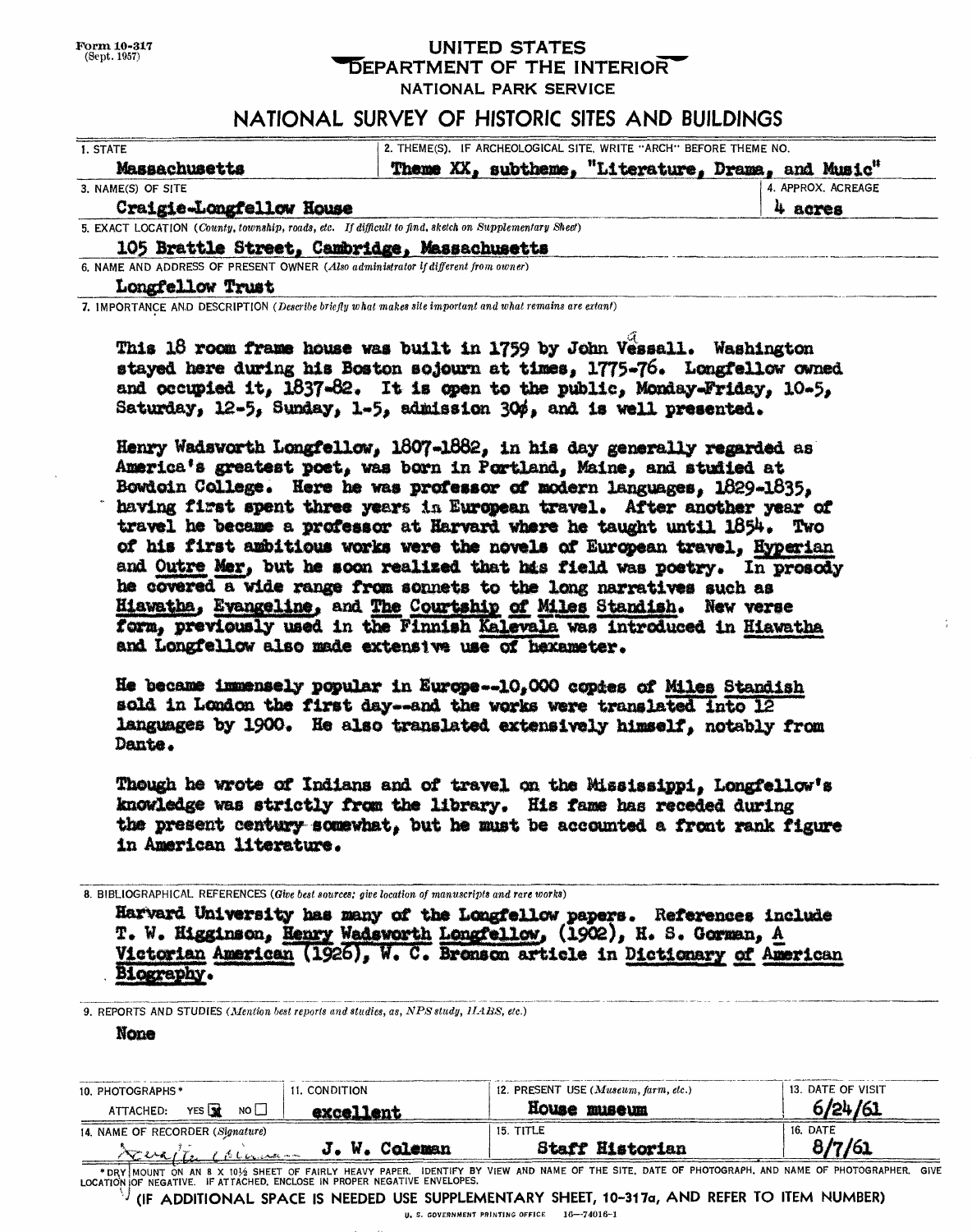Form 10-317
(Sept. 1957)

# UNITED STATES
# DEPARTMENT OF THE INTERIOR
## NATIONAL PARK SERVICE

# NATIONAL SURVEY OF HISTORIC SITES AND BUILDINGS

| 1. STATE | 2. THEME(S). IF ARCHEOLOGICAL SITE, WRITE "ARCH" BEFORE THEME NO. | |
|---|---|---|
| Massachusetts | Theme XX, subtheme, "Literature, Drama, and Music" | |
| 3. NAME(S) OF SITE | | 4. APPROX. ACREAGE |
| Craigie-Longfellow House | | 4 acres |

5. EXACT LOCATION *(County, township, roads, etc. If difficult to find, sketch on Supplementary Sheet)*

105 Brattle Street, Cambridge, Massachusetts

6. NAME AND ADDRESS OF PRESENT OWNER *(Also administrator if different from owner)*

Longfellow Trust

7. IMPORTANCE AND DESCRIPTION *(Describe briefly what makes site important and what remains are extant)*

This 18 room frame house was built in 1759 by John Vassall. Washington stayed here during his Boston sojourn at times, 1775-76. Longfellow owned and occupied it, 1837-82. It is open to the public, Monday-Friday, 10-5, Saturday, 12-5, Sunday, 1-5, admission 30¢, and is well presented.

Henry Wadsworth Longfellow, 1807-1882, in his day generally regarded as America's greatest poet, was born in Portland, Maine, and studied at Bowdoin College. Here he was professor of modern languages, 1829-1835, having first spent three years in European travel. After another year of travel he became a professor at Harvard where he taught until 1854. Two of his first ambitious works were the novels of European travel, Hyperian and Outre Mer, but he soon realized that his field was poetry. In prosody he covered a wide range from sonnets to the long narratives such as Hiawatha, Evangeline, and The Courtship of Miles Standish. New verse form, previously used in the Finnish Kalevala was introduced in Hiawatha and Longfellow also made extensive use of hexameter.

He became immensely popular in Europe--10,000 copies of Miles Standish sold in London the first day--and the works were translated into 12 languages by 1900. He also translated extensively himself, notably from Dante.

Though he wrote of Indians and of travel on the Mississippi, Longfellow's knowledge was strictly from the library. His fame has receded during the present century somewhat, but he must be accounted a front rank figure in American literature.

8. BIBLIOGRAPHICAL REFERENCES *(Give best sources; give location of manuscripts and rare works)*

Harvard University has many of the Longfellow papers. References include T. W. Higginson, Henry Wadsworth Longfellow, (1902), H. S. Gorman, A Victorian American (1926), W. C. Bronson article in Dictionary of American Biography.

9. REPORTS AND STUDIES *(Mention best reports and studies, as, NPS study, HABS, etc.)*

None

| 10. PHOTOGRAPHS* | 11. CONDITION | 12. PRESENT USE *(Museum, farm, etc.)* | 13. DATE OF VISIT |
|---|---|---|---|
| ATTACHED: YES [x] NO [ ] | excellent | House museum | 6/24/61 |
| 14. NAME OF RECORDER *(Signature)* | | 15. TITLE | 16. DATE |
| J. W. Coleman | | Staff Historian | 8/7/61 |

*DRY MOUNT ON AN 8 X 10½ SHEET OF FAIRLY HEAVY PAPER. IDENTIFY BY VIEW AND NAME OF THE SITE, DATE OF PHOTOGRAPH, AND NAME OF PHOTOGRAPHER. GIVE LOCATION OF NEGATIVE. IF ATTACHED, ENCLOSE IN PROPER NEGATIVE ENVELOPES.

(IF ADDITIONAL SPACE IS NEEDED USE SUPPLEMENTARY SHEET, 10-317a, AND REFER TO ITEM NUMBER)

U. S. GOVERNMENT PRINTING OFFICE 16—74016-1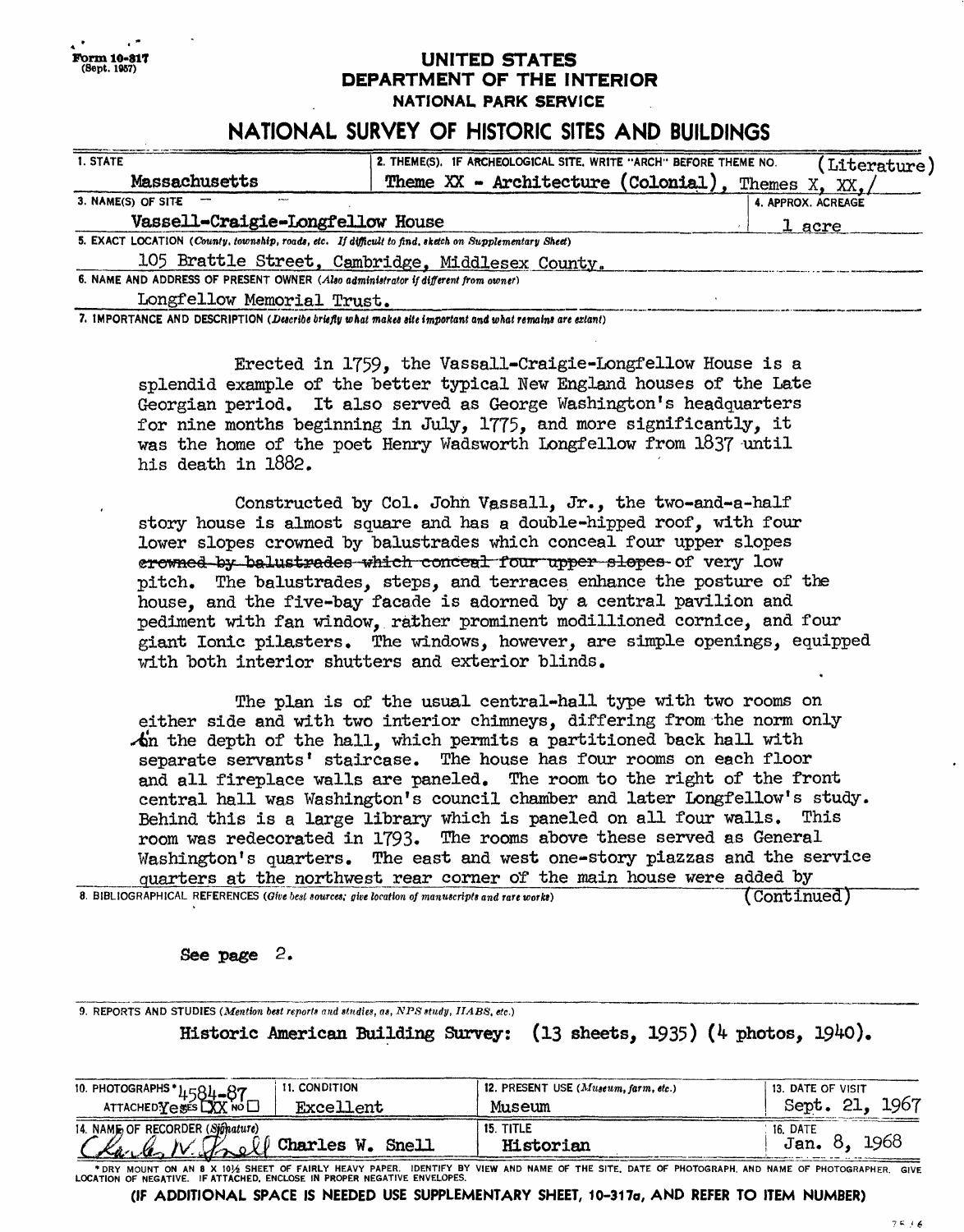Form 10-317
(Sept. 1957)

**UNITED STATES**
**DEPARTMENT OF THE INTERIOR**
**NATIONAL PARK SERVICE**

## NATIONAL SURVEY OF HISTORIC SITES AND BUILDINGS

| 1. STATE | 2. THEME(S). IF ARCHEOLOGICAL SITE, WRITE "ARCH" BEFORE THEME NO. |
|---|---|
| Massachusetts | Theme XX - Architecture (Colonial), Themes X, XX,/ (Literature) |

| 3. NAME(S) OF SITE | 4. APPROX. ACREAGE |
|---|---|
| Vassell-Craigie-Longfellow House | 1 acre |

5. EXACT LOCATION (County, township, roads, etc. If difficult to find, sketch on Supplementary Sheet)

105 Brattle Street, Cambridge, Middlesex County.

6. NAME AND ADDRESS OF PRESENT OWNER (Also administrator if different from owner)

Longfellow Memorial Trust.

7. IMPORTANCE AND DESCRIPTION (Describe briefly what makes site important and what remains are extant)

Erected in 1759, the Vassall-Craigie-Longfellow House is a splendid example of the better typical New England houses of the Late Georgian period. It also served as George Washington's headquarters for nine months beginning in July, 1775, and more significantly, it was the home of the poet Henry Wadsworth Longfellow from 1837 until his death in 1882.

Constructed by Col. John Vassall, Jr., the two-and-a-half story house is almost square and has a double-hipped roof, with four lower slopes crowned by balustrades which conceal four upper slopes ~~crowned by balustrades which conceal four upper slopes~~ of very low pitch. The balustrades, steps, and terraces enhance the posture of the house, and the five-bay facade is adorned by a central pavilion and pediment with fan window, rather prominent modillioned cornice, and four giant Ionic pilasters. The windows, however, are simple openings, equipped with both interior shutters and exterior blinds.

The plan is of the usual central-hall type with two rooms on either side and with two interior chimneys, differing from the norm only in the depth of the hall, which permits a partitioned back hall with separate servants' staircase. The house has four rooms on each floor and all fireplace walls are paneled. The room to the right of the front central hall was Washington's council chamber and later Longfellow's study. Behind this is a large library which is paneled on all four walls. This room was redecorated in 1793. The rooms above these served as General Washington's quarters. The east and west one-story piazzas and the service quarters at the northwest rear corner of the main house were added by (Continued)

8. BIBLIOGRAPHICAL REFERENCES (Give best sources; give location of manuscripts and rare works)

See page 2.

9. REPORTS AND STUDIES (Mention best reports and studies, as, NPS study, HABS, etc.)

**Historic American Building Survey: (13 sheets, 1935) (4 photos, 1940).**

| 10. PHOTOGRAPHS* ATTACHED: YES ☒ NO ☐ 4584-87 | 11. CONDITION | 12. PRESENT USE (Museum, farm, etc.) | 13. DATE OF VISIT |
|---|---|---|---|
| | Excellent | Museum | Sept. 21, 1967 |
| **14. NAME OF RECORDER (Signature)** | | **15. TITLE** | **16. DATE** |
| Charles W. Snell | | Historian | Jan. 8, 1968 |

*DRY MOUNT ON AN 8 X 10½ SHEET OF FAIRLY HEAVY PAPER. IDENTIFY BY VIEW AND NAME OF THE SITE, DATE OF PHOTOGRAPH, AND NAME OF PHOTOGRAPHER. GIVE LOCATION OF NEGATIVE. IF ATTACHED, ENCLOSE IN PROPER NEGATIVE ENVELOPES.

**(IF ADDITIONAL SPACE IS NEEDED USE SUPPLEMENTARY SHEET, 10-317a, AND REFER TO ITEM NUMBER)**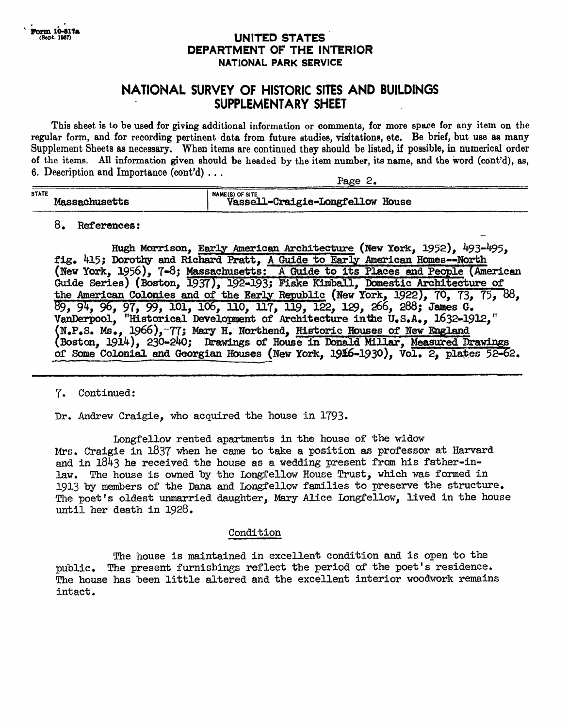Form 10-317a
(Sept. 1957)

UNITED STATES
DEPARTMENT OF THE INTERIOR
NATIONAL PARK SERVICE

# NATIONAL SURVEY OF HISTORIC SITES AND BUILDINGS
## SUPPLEMENTARY SHEET

This sheet is to be used for giving additional information or comments, for more space for any item on the regular form, and for recording pertinent data from future studies, visitations, etc. Be brief, but use as many Supplement Sheets as necessary. When items are continued they should be listed, if possible, in numerical order of the items. All information given should be headed by the item number, its name, and the word (cont'd), as, 6. Description and Importance (cont'd) . . .

Page 2.

| STATE | NAME(S) OF SITE |
|---|---|
| Massachusetts | Vassell-Craigie-Longfellow House |

8. References:

Hugh Morrison, Early American Architecture (New York, 1952), 493-495, fig. 415; Dorothy and Richard Pratt, A Guide to Early American Homes--North (New York, 1956), 7-8; Massachusetts: A Guide to its Places and People (American Guide Series) (Boston, 1937), 192-193; Fiske Kimball, Domestic Architecture of the American Colonies and of the Early Republic (New York, 1922), 70, 73, 75, 88, 89, 94, 96, 97, 99, 101, 106, 110, 117, 119, 122, 129, 266, 288; James G. VanDerpool, "Historical Development of Architecture in the U.S.A., 1632-1912," (N.P.S. Ms., 1966), 77; Mary H. Northend, Historic Houses of New England (Boston, 1914), 230-240; Drawings of House in Donald Millar, Measured Drawings of Some Colonial and Georgian Houses (New York, 1916-1930), Vol. 2, plates 52-62.

7. Continued:

Dr. Andrew Craigie, who acquired the house in 1793.

Longfellow rented apartments in the house of the widow Mrs. Craigie in 1837 when he came to take a position as professor at Harvard and in 1843 he received the house as a wedding present from his father-in-law. The house is owned by the Longfellow House Trust, which was formed in 1913 by members of the Dana and Longfellow families to preserve the structure. The poet's oldest unmarried daughter, Mary Alice Longfellow, lived in the house until her death in 1928.

Condition

The house is maintained in excellent condition and is open to the public. The present furnishings reflect the period of the poet's residence. The house has been little altered and the excellent interior woodwork remains intact.